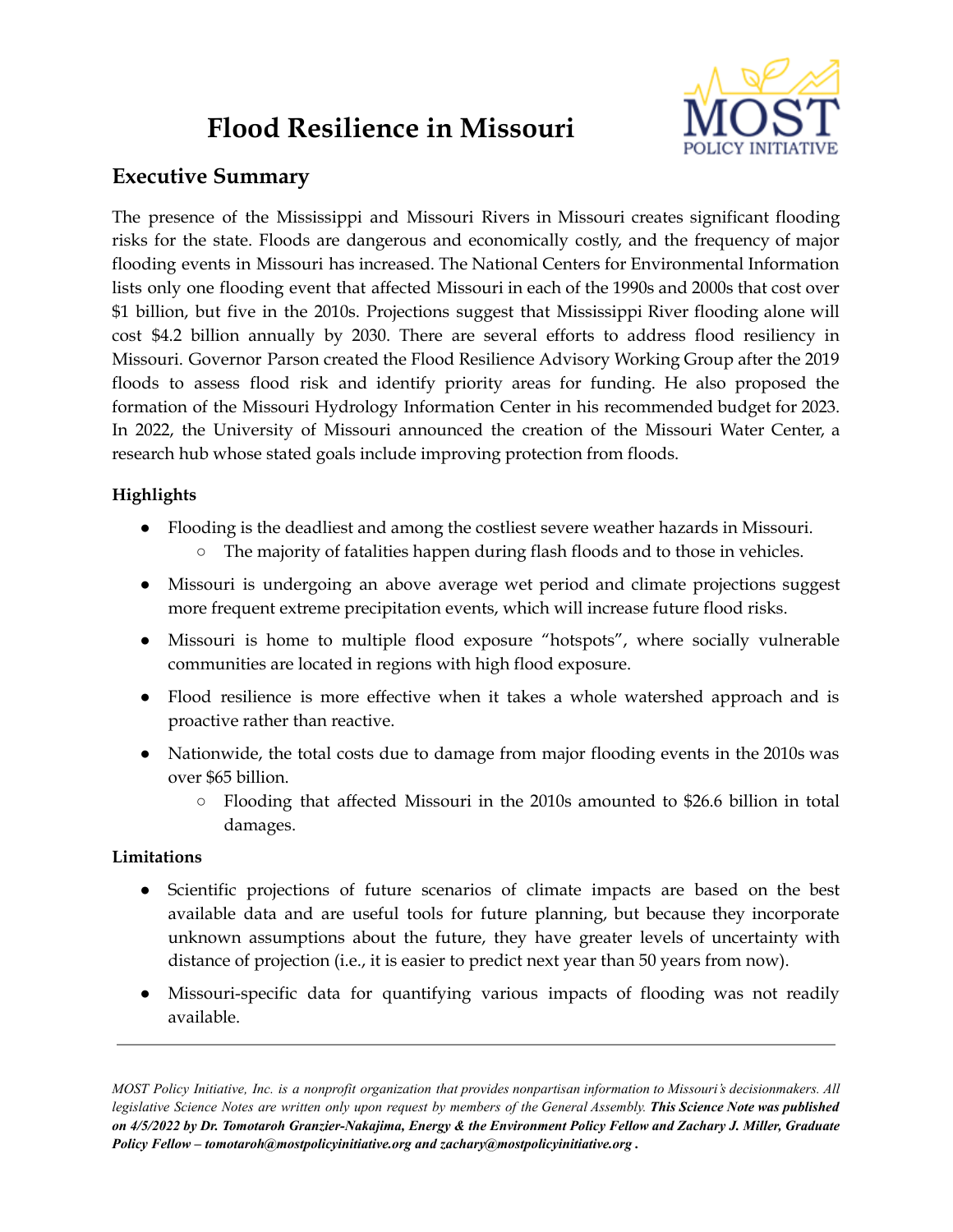# Flood Resilience in Missouri

## Executive Summary

The presence of the Mississippi and Missouri Rivers in Missouri creates significant flooding risks for the state. Floods are dangerous and economically costly, and the frequency of major flooding events in Missouri has increased. The National Centers for Environmental Information lists only one flooding event that affected Missouri in each of the 1990s and 2000s that cost over $1 billion, but five in the 2010s. Projections suggest that Mississippi River flooding alone will cost $4.2 billion annually by 2030. There are several efforts to address flood resiliency in Missouri. Governor Parson created the Flood Resilience Advisory Working Group after the 2019 floods to assess flood risk and identify priority areas for funding. He also proposed the formation of the Missouri Hydrology Information Center in his recommended budget for 2023. In 2022, the University of Missouri announced the creation of the Missouri Water Center, a research hub whose stated goals include improving protection from floods.

**Highlights**

- Flooding is the deadliest and among the costliest severe weather hazards in Missouri.
  - The majority of fatalities happen during flash floods and to those in vehicles.
- Missouri is undergoing an above average wet period and climate projections suggest more frequent extreme precipitation events, which will increase future flood risks.
- Missouri is home to multiple flood exposure "hotspots", where socially vulnerable communities are located in regions with high flood exposure.
- Flood resilience is more effective when it takes a whole watershed approach and is proactive rather than reactive.
- Nationwide, the total costs due to damage from major flooding events in the 2010s was over $65 billion.
  - Flooding that affected Missouri in the 2010s amounted to $26.6 billion in total damages.

**Limitations**

- Scientific projections of future scenarios of climate impacts are based on the best available data and are useful tools for future planning, but because they incorporate unknown assumptions about the future, they have greater levels of uncertainty with distance of projection (i.e., it is easier to predict next year than 50 years from now).
- Missouri-specific data for quantifying various impacts of flooding was not readily available.

---

*MOST Policy Initiative, Inc. is a nonprofit organization that provides nonpartisan information to Missouri's decisionmakers. All legislative Science Notes are written only upon request by members of the General Assembly.* ***This Science Note was published on 4/5/2022 by Dr. Tomotaroh Granzier-Nakajima, Energy & the Environment Policy Fellow and Zachary J. Miller, Graduate Policy Fellow – tomotaroh@mostpolicyinitiative.org and zachary@mostpolicyinitiative.org .***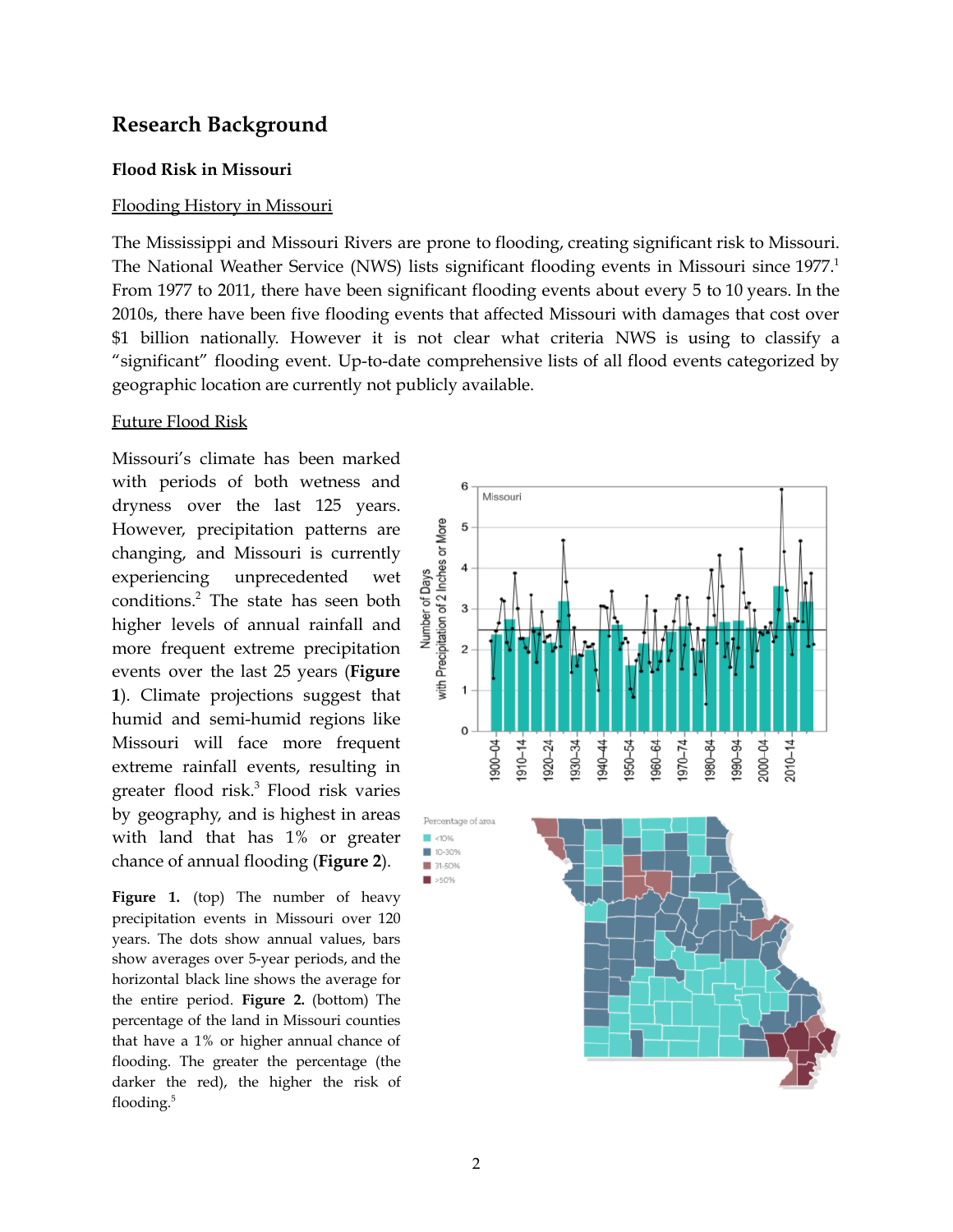# Research Background

## Flood Risk in Missouri

### Flooding History in Missouri

The Mississippi and Missouri Rivers are prone to flooding, creating significant risk to Missouri. The National Weather Service (NWS) lists significant flooding events in Missouri since 1977.[1] From 1977 to 2011, there have been significant flooding events about every 5 to 10 years. In the 2010s, there have been five flooding events that affected Missouri with damages that cost over \$1 billion nationally. However it is not clear what criteria NWS is using to classify a "significant" flooding event. Up-to-date comprehensive lists of all flood events categorized by geographic location are currently not publicly available.

### Future Flood Risk

Missouri's climate has been marked with periods of both wetness and dryness over the last 125 years. However, precipitation patterns are changing, and Missouri is currently experiencing unprecedented wet conditions.[2] The state has seen both higher levels of annual rainfall and more frequent extreme precipitation events over the last 25 years (**Figure 1**). Climate projections suggest that humid and semi-humid regions like Missouri will face more frequent extreme rainfall events, resulting in greater flood risk.[3] Flood risk varies by geography, and is highest in areas with land that has 1% or greater chance of annual flooding (**Figure 2**).

**Figure 1.** (top) The number of heavy precipitation events in Missouri over 120 years. The dots show annual values, bars show averages over 5-year periods, and the horizontal black line shows the average for the entire period. **Figure 2.** (bottom) The percentage of the land in Missouri counties that have a 1% or higher annual chance of flooding. The greater the percentage (the darker the red), the higher the risk of flooding.[5]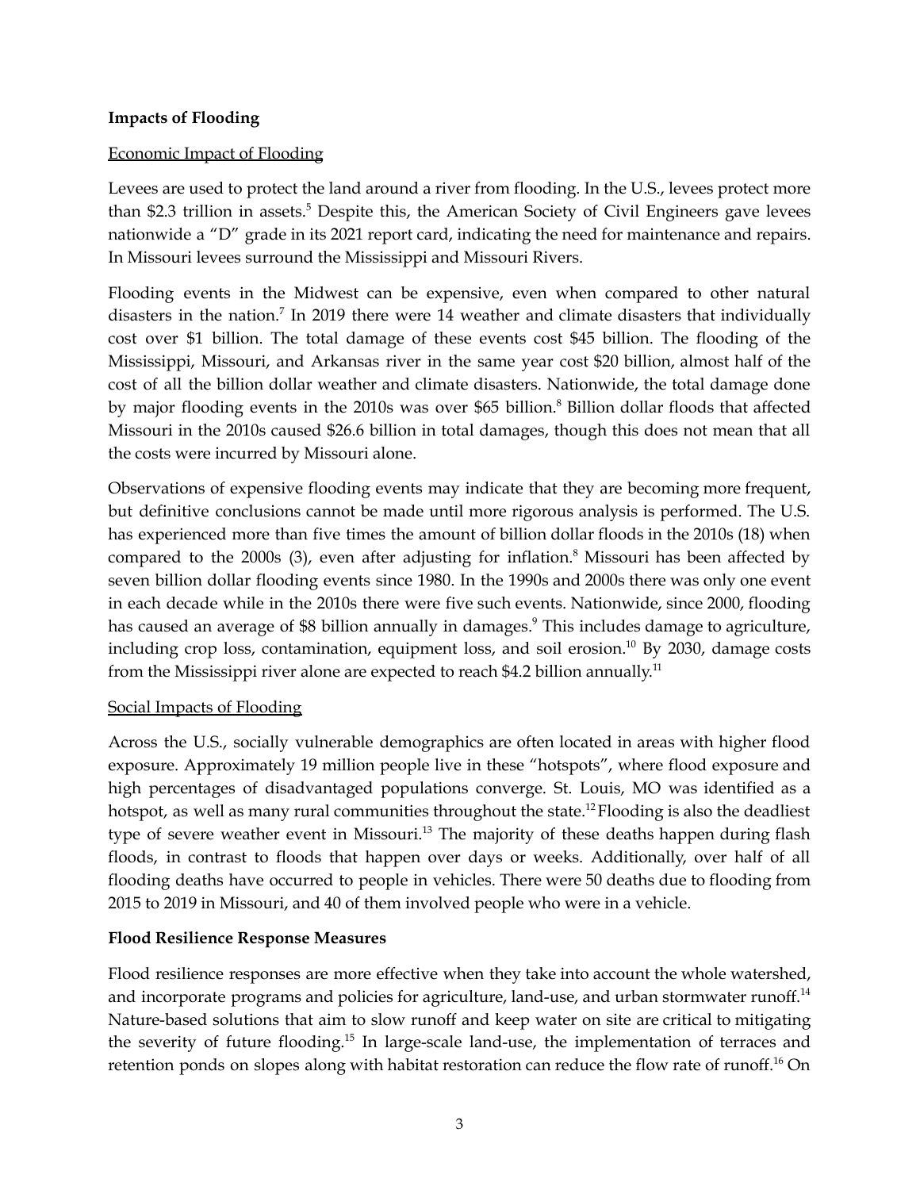**Impacts of Flooding**

Economic Impact of Flooding

Levees are used to protect the land around a river from flooding. In the U.S., levees protect more than $2.3 trillion in assets.[5] Despite this, the American Society of Civil Engineers gave levees nationwide a "D" grade in its 2021 report card, indicating the need for maintenance and repairs. In Missouri levees surround the Mississippi and Missouri Rivers.

Flooding events in the Midwest can be expensive, even when compared to other natural disasters in the nation.[7] In 2019 there were 14 weather and climate disasters that individually cost over $1 billion. The total damage of these events cost $45 billion. The flooding of the Mississippi, Missouri, and Arkansas river in the same year cost $20 billion, almost half of the cost of all the billion dollar weather and climate disasters. Nationwide, the total damage done by major flooding events in the 2010s was over $65 billion.[8] Billion dollar floods that affected Missouri in the 2010s caused $26.6 billion in total damages, though this does not mean that all the costs were incurred by Missouri alone.

Observations of expensive flooding events may indicate that they are becoming more frequent, but definitive conclusions cannot be made until more rigorous analysis is performed. The U.S. has experienced more than five times the amount of billion dollar floods in the 2010s (18) when compared to the 2000s (3), even after adjusting for inflation.[8] Missouri has been affected by seven billion dollar flooding events since 1980. In the 1990s and 2000s there was only one event in each decade while in the 2010s there were five such events. Nationwide, since 2000, flooding has caused an average of $8 billion annually in damages.[9] This includes damage to agriculture, including crop loss, contamination, equipment loss, and soil erosion.[10] By 2030, damage costs from the Mississippi river alone are expected to reach $4.2 billion annually.[11]

Social Impacts of Flooding

Across the U.S., socially vulnerable demographics are often located in areas with higher flood exposure. Approximately 19 million people live in these "hotspots", where flood exposure and high percentages of disadvantaged populations converge. St. Louis, MO was identified as a hotspot, as well as many rural communities throughout the state.[12] Flooding is also the deadliest type of severe weather event in Missouri.[13] The majority of these deaths happen during flash floods, in contrast to floods that happen over days or weeks. Additionally, over half of all flooding deaths have occurred to people in vehicles. There were 50 deaths due to flooding from 2015 to 2019 in Missouri, and 40 of them involved people who were in a vehicle.

**Flood Resilience Response Measures**

Flood resilience responses are more effective when they take into account the whole watershed, and incorporate programs and policies for agriculture, land-use, and urban stormwater runoff.[14] Nature-based solutions that aim to slow runoff and keep water on site are critical to mitigating the severity of future flooding.[15] In large-scale land-use, the implementation of terraces and retention ponds on slopes along with habitat restoration can reduce the flow rate of runoff.[16] On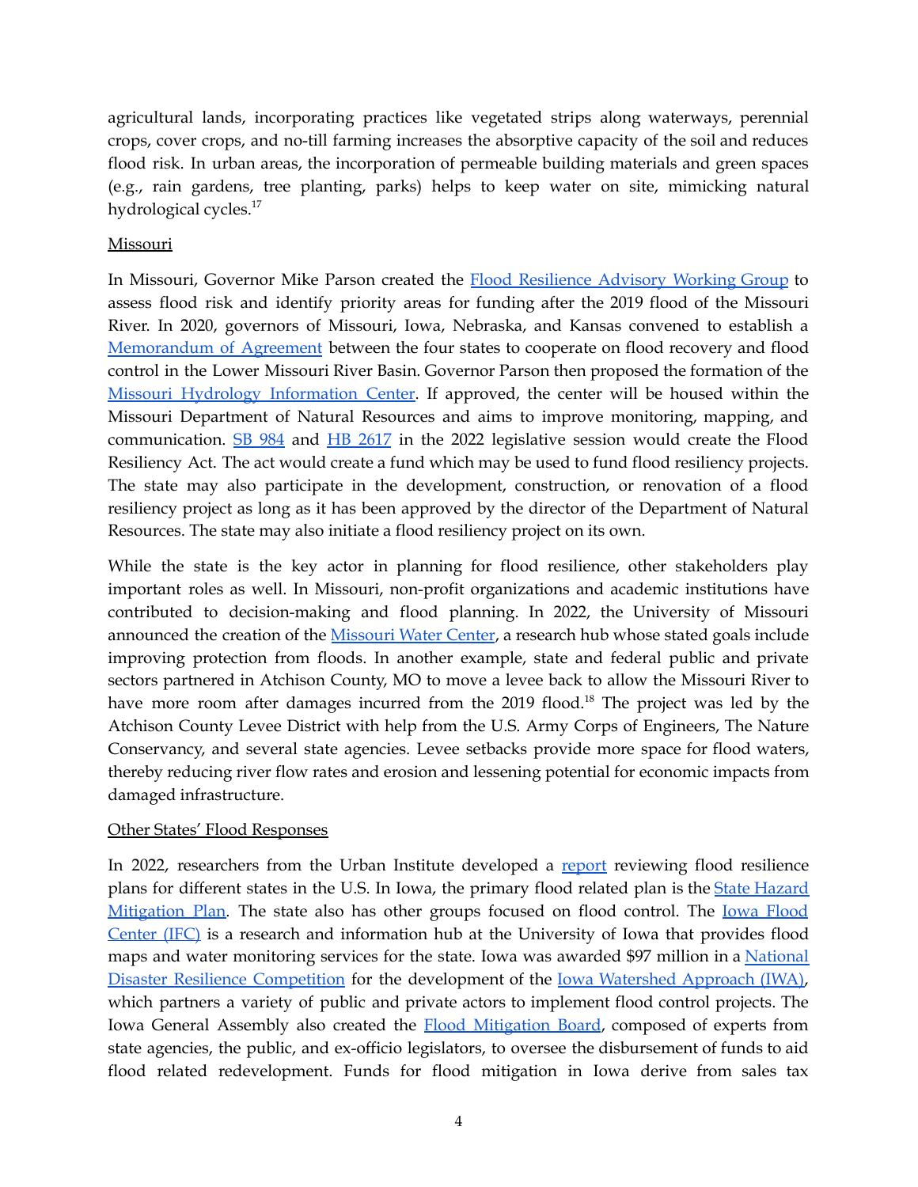agricultural lands, incorporating practices like vegetated strips along waterways, perennial crops, cover crops, and no-till farming increases the absorptive capacity of the soil and reduces flood risk. In urban areas, the incorporation of permeable building materials and green spaces (e.g., rain gardens, tree planting, parks) helps to keep water on site, mimicking natural hydrological cycles.[17]

Missouri

In Missouri, Governor Mike Parson created the Flood Resilience Advisory Working Group to assess flood risk and identify priority areas for funding after the 2019 flood of the Missouri River. In 2020, governors of Missouri, Iowa, Nebraska, and Kansas convened to establish a Memorandum of Agreement between the four states to cooperate on flood recovery and flood control in the Lower Missouri River Basin. Governor Parson then proposed the formation of the Missouri Hydrology Information Center. If approved, the center will be housed within the Missouri Department of Natural Resources and aims to improve monitoring, mapping, and communication. SB 984 and HB 2617 in the 2022 legislative session would create the Flood Resiliency Act. The act would create a fund which may be used to fund flood resiliency projects. The state may also participate in the development, construction, or renovation of a flood resiliency project as long as it has been approved by the director of the Department of Natural Resources. The state may also initiate a flood resiliency project on its own.

While the state is the key actor in planning for flood resilience, other stakeholders play important roles as well. In Missouri, non-profit organizations and academic institutions have contributed to decision-making and flood planning. In 2022, the University of Missouri announced the creation of the Missouri Water Center, a research hub whose stated goals include improving protection from floods. In another example, state and federal public and private sectors partnered in Atchison County, MO to move a levee back to allow the Missouri River to have more room after damages incurred from the 2019 flood.[18] The project was led by the Atchison County Levee District with help from the U.S. Army Corps of Engineers, The Nature Conservancy, and several state agencies. Levee setbacks provide more space for flood waters, thereby reducing river flow rates and erosion and lessening potential for economic impacts from damaged infrastructure.

Other States' Flood Responses

In 2022, researchers from the Urban Institute developed a report reviewing flood resilience plans for different states in the U.S. In Iowa, the primary flood related plan is the State Hazard Mitigation Plan. The state also has other groups focused on flood control. The Iowa Flood Center (IFC) is a research and information hub at the University of Iowa that provides flood maps and water monitoring services for the state. Iowa was awarded $97 million in a National Disaster Resilience Competition for the development of the Iowa Watershed Approach (IWA), which partners a variety of public and private actors to implement flood control projects. The Iowa General Assembly also created the Flood Mitigation Board, composed of experts from state agencies, the public, and ex-officio legislators, to oversee the disbursement of funds to aid flood related redevelopment. Funds for flood mitigation in Iowa derive from sales tax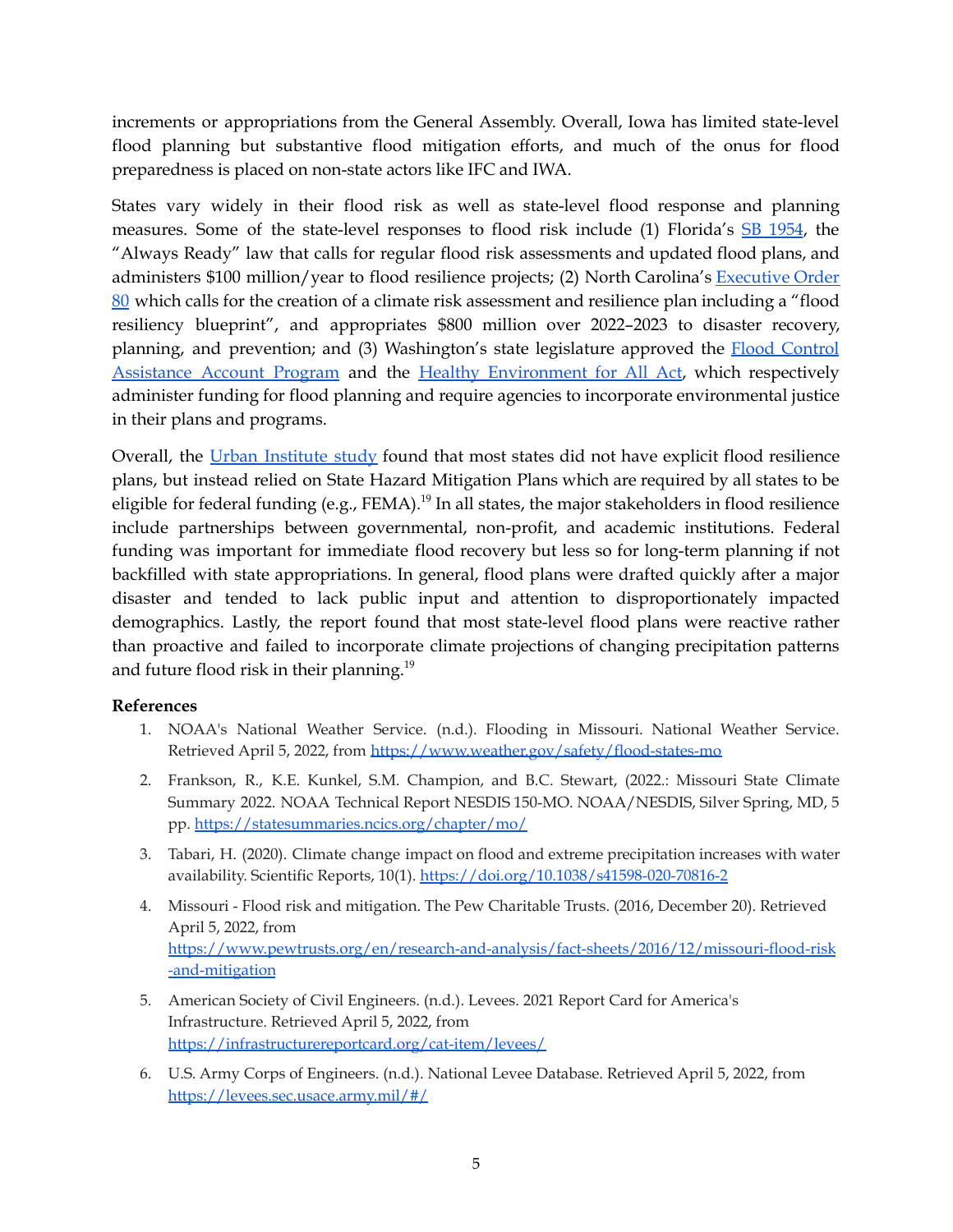increments or appropriations from the General Assembly. Overall, Iowa has limited state-level flood planning but substantive flood mitigation efforts, and much of the onus for flood preparedness is placed on non-state actors like IFC and IWA.

States vary widely in their flood risk as well as state-level flood response and planning measures. Some of the state-level responses to flood risk include (1) Florida's [SB 1954](), the "Always Ready" law that calls for regular flood risk assessments and updated flood plans, and administers $100 million/year to flood resilience projects; (2) North Carolina's [Executive Order 80]() which calls for the creation of a climate risk assessment and resilience plan including a "flood resiliency blueprint", and appropriates $800 million over 2022–2023 to disaster recovery, planning, and prevention; and (3) Washington's state legislature approved the [Flood Control Assistance Account Program]() and the [Healthy Environment for All Act](), which respectively administer funding for flood planning and require agencies to incorporate environmental justice in their plans and programs.

Overall, the [Urban Institute study]() found that most states did not have explicit flood resilience plans, but instead relied on State Hazard Mitigation Plans which are required by all states to be eligible for federal funding (e.g., FEMA).[19] In all states, the major stakeholders in flood resilience include partnerships between governmental, non-profit, and academic institutions. Federal funding was important for immediate flood recovery but less so for long-term planning if not backfilled with state appropriations. In general, flood plans were drafted quickly after a major disaster and tended to lack public input and attention to disproportionately impacted demographics. Lastly, the report found that most state-level flood plans were reactive rather than proactive and failed to incorporate climate projections of changing precipitation patterns and future flood risk in their planning.[19]

**References**

1. NOAA's National Weather Service. (n.d.). Flooding in Missouri. National Weather Service. Retrieved April 5, 2022, from https://www.weather.gov/safety/flood-states-mo
2. Frankson, R., K.E. Kunkel, S.M. Champion, and B.C. Stewart, (2022.: Missouri State Climate Summary 2022. NOAA Technical Report NESDIS 150-MO. NOAA/NESDIS, Silver Spring, MD, 5 pp. https://statesummaries.ncics.org/chapter/mo/
3. Tabari, H. (2020). Climate change impact on flood and extreme precipitation increases with water availability. Scientific Reports, 10(1). https://doi.org/10.1038/s41598-020-70816-2
4. Missouri - Flood risk and mitigation. The Pew Charitable Trusts. (2016, December 20). Retrieved April 5, 2022, from https://www.pewtrusts.org/en/research-and-analysis/fact-sheets/2016/12/missouri-flood-risk-and-mitigation
5. American Society of Civil Engineers. (n.d.). Levees. 2021 Report Card for America's Infrastructure. Retrieved April 5, 2022, from https://infrastructurereportcard.org/cat-item/levees/
6. U.S. Army Corps of Engineers. (n.d.). National Levee Database. Retrieved April 5, 2022, from https://levees.sec.usace.army.mil/#/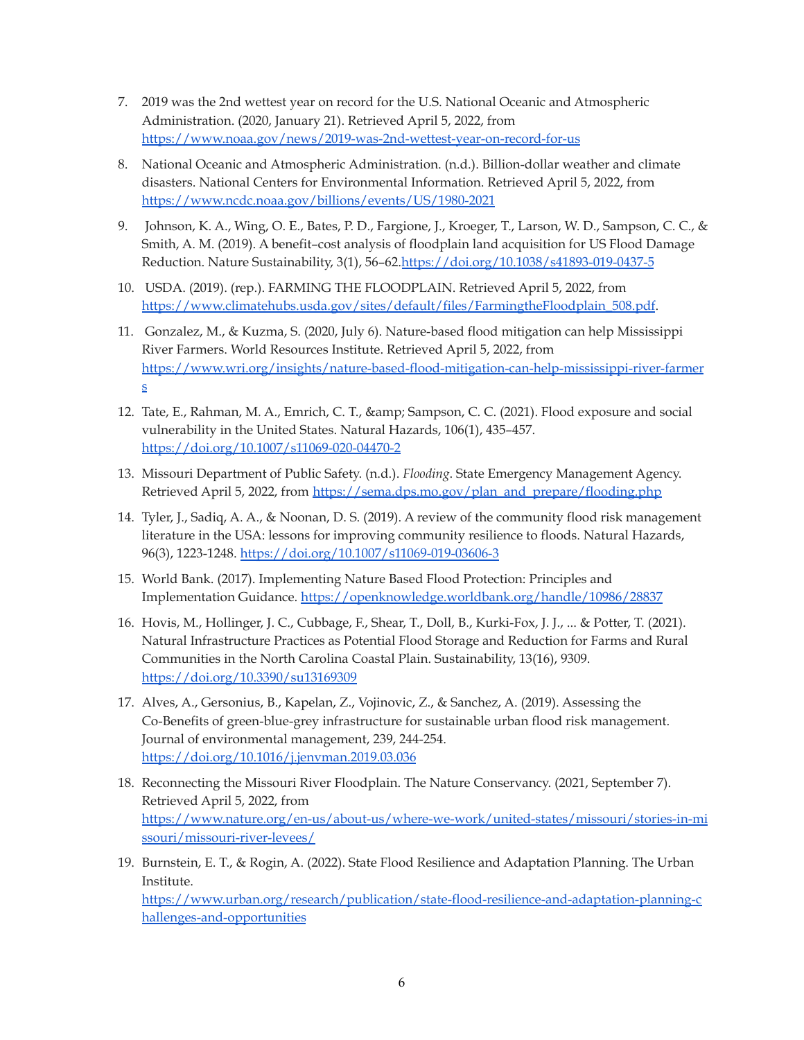7. 2019 was the 2nd wettest year on record for the U.S. National Oceanic and Atmospheric Administration. (2020, January 21). Retrieved April 5, 2022, from https://www.noaa.gov/news/2019-was-2nd-wettest-year-on-record-for-us

8. National Oceanic and Atmospheric Administration. (n.d.). Billion-dollar weather and climate disasters. National Centers for Environmental Information. Retrieved April 5, 2022, from https://www.ncdc.noaa.gov/billions/events/US/1980-2021

9. Johnson, K. A., Wing, O. E., Bates, P. D., Fargione, J., Kroeger, T., Larson, W. D., Sampson, C. C., & Smith, A. M. (2019). A benefit–cost analysis of floodplain land acquisition for US Flood Damage Reduction. Nature Sustainability, 3(1), 56–62.https://doi.org/10.1038/s41893-019-0437-5

10. USDA. (2019). (rep.). FARMING THE FLOODPLAIN. Retrieved April 5, 2022, from https://www.climatehubs.usda.gov/sites/default/files/FarmingtheFloodplain_508.pdf.

11. Gonzalez, M., & Kuzma, S. (2020, July 6). Nature-based flood mitigation can help Mississippi River Farmers. World Resources Institute. Retrieved April 5, 2022, from https://www.wri.org/insights/nature-based-flood-mitigation-can-help-mississippi-river-farmers

12. Tate, E., Rahman, M. A., Emrich, C. T., &amp; Sampson, C. C. (2021). Flood exposure and social vulnerability in the United States. Natural Hazards, 106(1), 435–457. https://doi.org/10.1007/s11069-020-04470-2

13. Missouri Department of Public Safety. (n.d.). *Flooding*. State Emergency Management Agency. Retrieved April 5, 2022, from https://sema.dps.mo.gov/plan_and_prepare/flooding.php

14. Tyler, J., Sadiq, A. A., & Noonan, D. S. (2019). A review of the community flood risk management literature in the USA: lessons for improving community resilience to floods. Natural Hazards, 96(3), 1223-1248. https://doi.org/10.1007/s11069-019-03606-3

15. World Bank. (2017). Implementing Nature Based Flood Protection: Principles and Implementation Guidance. https://openknowledge.worldbank.org/handle/10986/28837

16. Hovis, M., Hollinger, J. C., Cubbage, F., Shear, T., Doll, B., Kurki-Fox, J. J., ... & Potter, T. (2021). Natural Infrastructure Practices as Potential Flood Storage and Reduction for Farms and Rural Communities in the North Carolina Coastal Plain. Sustainability, 13(16), 9309. https://doi.org/10.3390/su13169309

17. Alves, A., Gersonius, B., Kapelan, Z., Vojinovic, Z., & Sanchez, A. (2019). Assessing the Co-Benefits of green-blue-grey infrastructure for sustainable urban flood risk management. Journal of environmental management, 239, 244-254. https://doi.org/10.1016/j.jenvman.2019.03.036

18. Reconnecting the Missouri River Floodplain. The Nature Conservancy. (2021, September 7). Retrieved April 5, 2022, from https://www.nature.org/en-us/about-us/where-we-work/united-states/missouri/stories-in-missouri/missouri-river-levees/

19. Burnstein, E. T., & Rogin, A. (2022). State Flood Resilience and Adaptation Planning. The Urban Institute. https://www.urban.org/research/publication/state-flood-resilience-and-adaptation-planning-challenges-and-opportunities